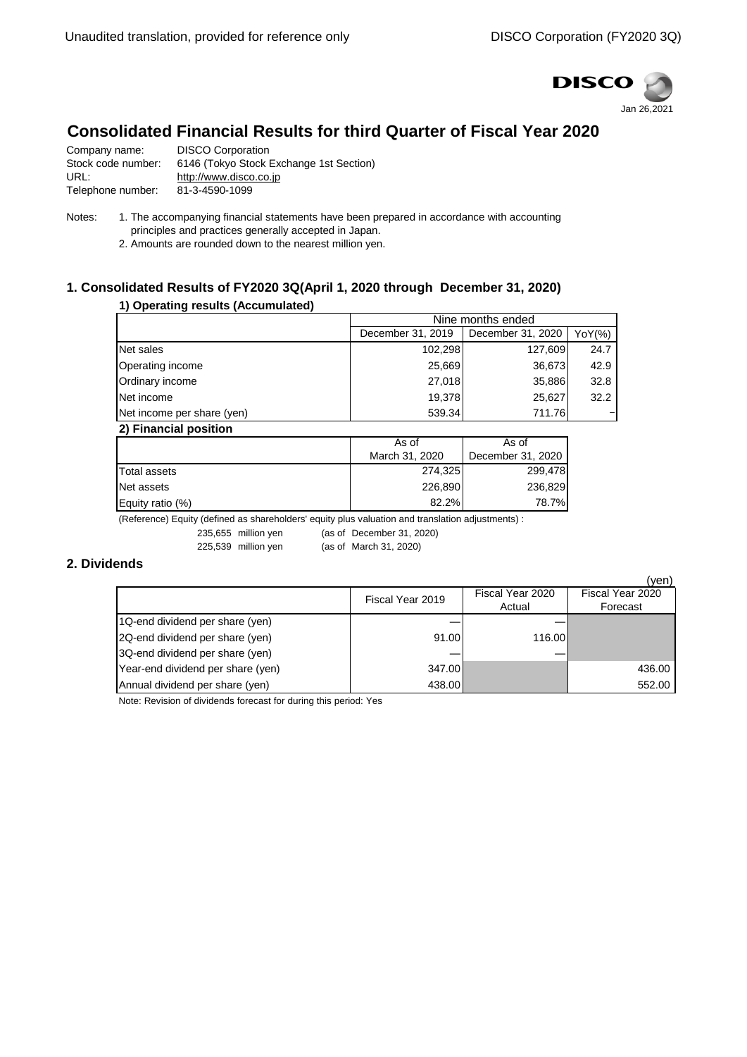Jan 26,2021

# Consolidated Financial Results for third Quarter of Fiscal Year 2020

Company name: DISCO Corporation
Stock code number: 6146 (Tokyo Stock Exchange 1st Section)
URL: http://www.disco.co.jp
Telephone number: 81-3-4590-1099

Notes:
1. The accompanying financial statements have been prepared in accordance with accounting principles and practices generally accepted in Japan.
2. Amounts are rounded down to the nearest million yen.

## 1. Consolidated Results of FY2020 3Q(April 1, 2020 through December 31, 2020)

### 1) Operating results (Accumulated)

| | Nine months ended | | |
|---|---|---|---|
| | December 31, 2019 | December 31, 2020 | YoY(%) |
| Net sales | 102,298 | 127,609 | 24.7 |
| Operating income | 25,669 | 36,673 | 42.9 |
| Ordinary income | 27,018 | 35,886 | 32.8 |
| Net income | 19,378 | 25,627 | 32.2 |
| Net income per share (yen) | 539.34 | 711.76 | − |

### 2) Financial position

| | As of March 31, 2020 | As of December 31, 2020 |
|---|---|---|
| Total assets | 274,325 | 299,478 |
| Net assets | 226,890 | 236,829 |
| Equity ratio (%) | 82.2% | 78.7% |

(Reference) Equity (defined as shareholders' equity plus valuation and translation adjustments) :
235,655 million yen (as of December 31, 2020)
225,539 million yen (as of March 31, 2020)

## 2. Dividends

(yen)

| | Fiscal Year 2019 | Fiscal Year 2020 Actual | Fiscal Year 2020 Forecast |
|---|---|---|---|
| 1Q-end dividend per share (yen) | — | — | |
| 2Q-end dividend per share (yen) | 91.00 | 116.00 | |
| 3Q-end dividend per share (yen) | — | — | |
| Year-end dividend per share (yen) | 347.00 | | 436.00 |
| Annual dividend per share (yen) | 438.00 | | 552.00 |

Note: Revision of dividends forecast for during this period: Yes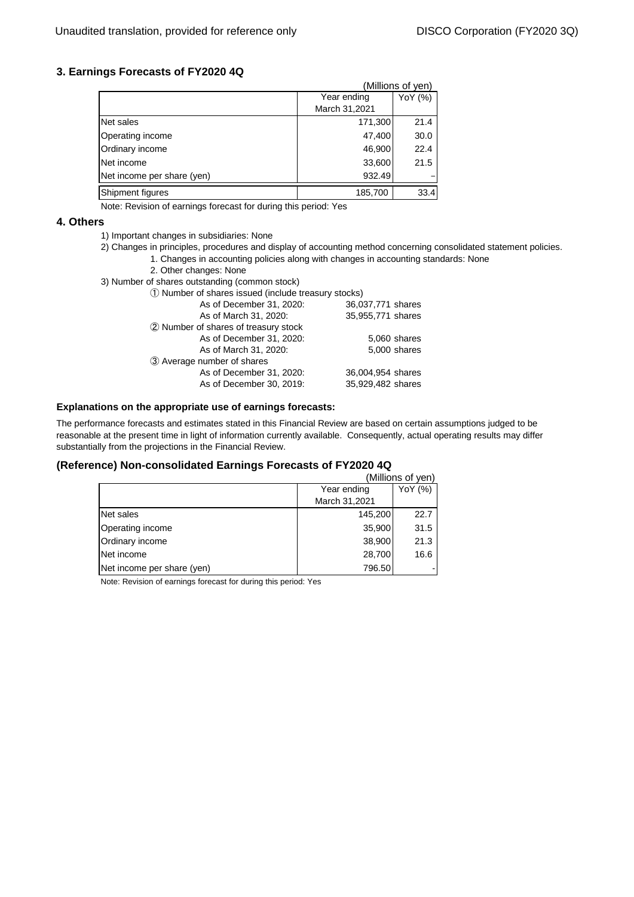## 3. Earnings Forecasts of FY2020 4Q

(Millions of yen)

| | Year ending March 31,2021 | YoY (%) |
|---|---|---|
| Net sales | 171,300 | 21.4 |
| Operating income | 47,400 | 30.0 |
| Ordinary income | 46,900 | 22.4 |
| Net income | 33,600 | 21.5 |
| Net income per share (yen) | 932.49 | – |
| Shipment figures | 185,700 | 33.4 |

Note: Revision of earnings forecast for during this period: Yes

## 4. Others

1) Important changes in subsidiaries: None

2) Changes in principles, procedures and display of accounting method concerning consolidated statement policies.

1. Changes in accounting policies along with changes in accounting standards: None
2. Other changes: None

3) Number of shares outstanding (common stock)

① Number of shares issued (include treasury stocks)

| | |
|---|---|
| As of December 31, 2020: | 36,037,771 shares |
| As of March 31, 2020: | 35,955,771 shares |

② Number of shares of treasury stock

| | |
|---|---|
| As of December 31, 2020: | 5,060 shares |
| As of March 31, 2020: | 5,000 shares |

③ Average number of shares

| | |
|---|---|
| As of December 31, 2020: | 36,004,954 shares |
| As of December 30, 2019: | 35,929,482 shares |

### Explanations on the appropriate use of earnings forecasts:

The performance forecasts and estimates stated in this Financial Review are based on certain assumptions judged to be reasonable at the present time in light of information currently available. Consequently, actual operating results may differ substantially from the projections in the Financial Review.

## (Reference) Non-consolidated Earnings Forecasts of FY2020 4Q

(Millions of yen)

| | Year ending March 31,2021 | YoY (%) |
|---|---|---|
| Net sales | 145,200 | 22.7 |
| Operating income | 35,900 | 31.5 |
| Ordinary income | 38,900 | 21.3 |
| Net income | 28,700 | 16.6 |
| Net income per share (yen) | 796.50 | - |

Note: Revision of earnings forecast for during this period: Yes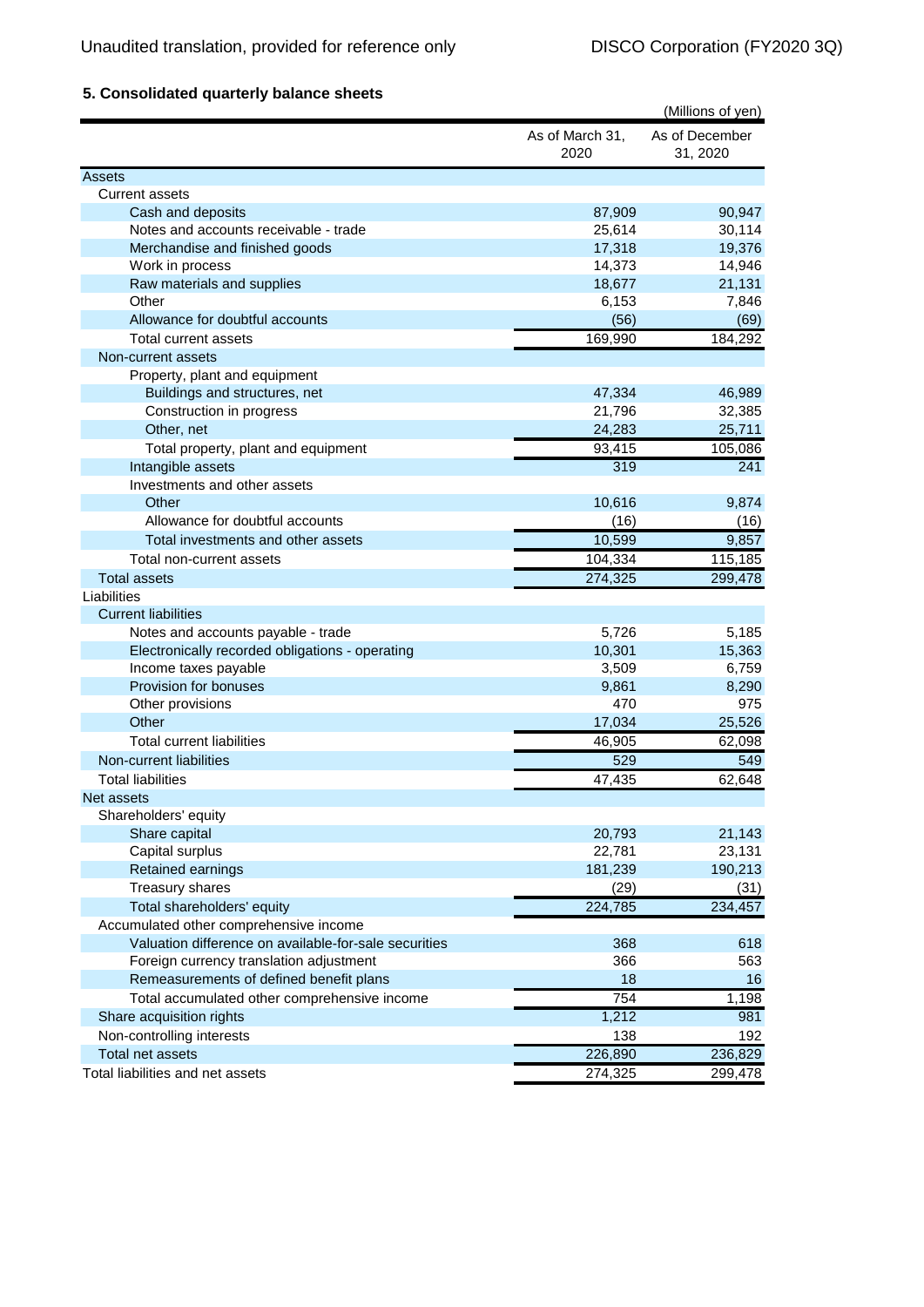## 5. Consolidated quarterly balance sheets

(Millions of yen)

| | As of March 31, 2020 | As of December 31, 2020 |
|---|---|---|
| Assets | | |
| Current assets | | |
| Cash and deposits | 87,909 | 90,947 |
| Notes and accounts receivable - trade | 25,614 | 30,114 |
| Merchandise and finished goods | 17,318 | 19,376 |
| Work in process | 14,373 | 14,946 |
| Raw materials and supplies | 18,677 | 21,131 |
| Other | 6,153 | 7,846 |
| Allowance for doubtful accounts | (56) | (69) |
| Total current assets | 169,990 | 184,292 |
| Non-current assets | | |
| Property, plant and equipment | | |
| Buildings and structures, net | 47,334 | 46,989 |
| Construction in progress | 21,796 | 32,385 |
| Other, net | 24,283 | 25,711 |
| Total property, plant and equipment | 93,415 | 105,086 |
| Intangible assets | 319 | 241 |
| Investments and other assets | | |
| Other | 10,616 | 9,874 |
| Allowance for doubtful accounts | (16) | (16) |
| Total investments and other assets | 10,599 | 9,857 |
| Total non-current assets | 104,334 | 115,185 |
| Total assets | 274,325 | 299,478 |
| Liabilities | | |
| Current liabilities | | |
| Notes and accounts payable - trade | 5,726 | 5,185 |
| Electronically recorded obligations - operating | 10,301 | 15,363 |
| Income taxes payable | 3,509 | 6,759 |
| Provision for bonuses | 9,861 | 8,290 |
| Other provisions | 470 | 975 |
| Other | 17,034 | 25,526 |
| Total current liabilities | 46,905 | 62,098 |
| Non-current liabilities | 529 | 549 |
| Total liabilities | 47,435 | 62,648 |
| Net assets | | |
| Shareholders' equity | | |
| Share capital | 20,793 | 21,143 |
| Capital surplus | 22,781 | 23,131 |
| Retained earnings | 181,239 | 190,213 |
| Treasury shares | (29) | (31) |
| Total shareholders' equity | 224,785 | 234,457 |
| Accumulated other comprehensive income | | |
| Valuation difference on available-for-sale securities | 368 | 618 |
| Foreign currency translation adjustment | 366 | 563 |
| Remeasurements of defined benefit plans | 18 | 16 |
| Total accumulated other comprehensive income | 754 | 1,198 |
| Share acquisition rights | 1,212 | 981 |
| Non-controlling interests | 138 | 192 |
| Total net assets | 226,890 | 236,829 |
| Total liabilities and net assets | 274,325 | 299,478 |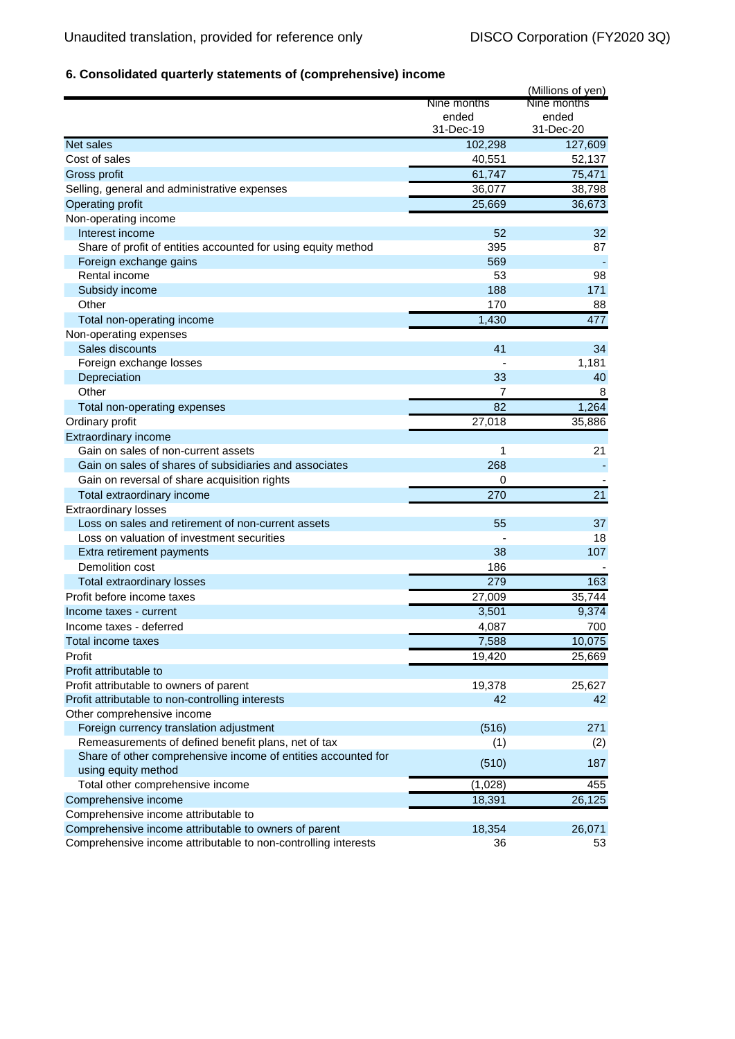## 6. Consolidated quarterly statements of (comprehensive) income

(Millions of yen)

| | Nine months ended 31-Dec-19 | Nine months ended 31-Dec-20 |
|---|---|---|
| Net sales | 102,298 | 127,609 |
| Cost of sales | 40,551 | 52,137 |
| Gross profit | 61,747 | 75,471 |
| Selling, general and administrative expenses | 36,077 | 38,798 |
| Operating profit | 25,669 | 36,673 |
| Non-operating income | | |
| Interest income | 52 | 32 |
| Share of profit of entities accounted for using equity method | 395 | 87 |
| Foreign exchange gains | 569 | - |
| Rental income | 53 | 98 |
| Subsidy income | 188 | 171 |
| Other | 170 | 88 |
| Total non-operating income | 1,430 | 477 |
| Non-operating expenses | | |
| Sales discounts | 41 | 34 |
| Foreign exchange losses | - | 1,181 |
| Depreciation | 33 | 40 |
| Other | 7 | 8 |
| Total non-operating expenses | 82 | 1,264 |
| Ordinary profit | 27,018 | 35,886 |
| Extraordinary income | | |
| Gain on sales of non-current assets | 1 | 21 |
| Gain on sales of shares of subsidiaries and associates | 268 | - |
| Gain on reversal of share acquisition rights | 0 | - |
| Total extraordinary income | 270 | 21 |
| Extraordinary losses | | |
| Loss on sales and retirement of non-current assets | 55 | 37 |
| Loss on valuation of investment securities | - | 18 |
| Extra retirement payments | 38 | 107 |
| Demolition cost | 186 | - |
| Total extraordinary losses | 279 | 163 |
| Profit before income taxes | 27,009 | 35,744 |
| Income taxes - current | 3,501 | 9,374 |
| Income taxes - deferred | 4,087 | 700 |
| Total income taxes | 7,588 | 10,075 |
| Profit | 19,420 | 25,669 |
| Profit attributable to | | |
| Profit attributable to owners of parent | 19,378 | 25,627 |
| Profit attributable to non-controlling interests | 42 | 42 |
| Other comprehensive income | | |
| Foreign currency translation adjustment | (516) | 271 |
| Remeasurements of defined benefit plans, net of tax | (1) | (2) |
| Share of other comprehensive income of entities accounted for using equity method | (510) | 187 |
| Total other comprehensive income | (1,028) | 455 |
| Comprehensive income | 18,391 | 26,125 |
| Comprehensive income attributable to | | |
| Comprehensive income attributable to owners of parent | 18,354 | 26,071 |
| Comprehensive income attributable to non-controlling interests | 36 | 53 |